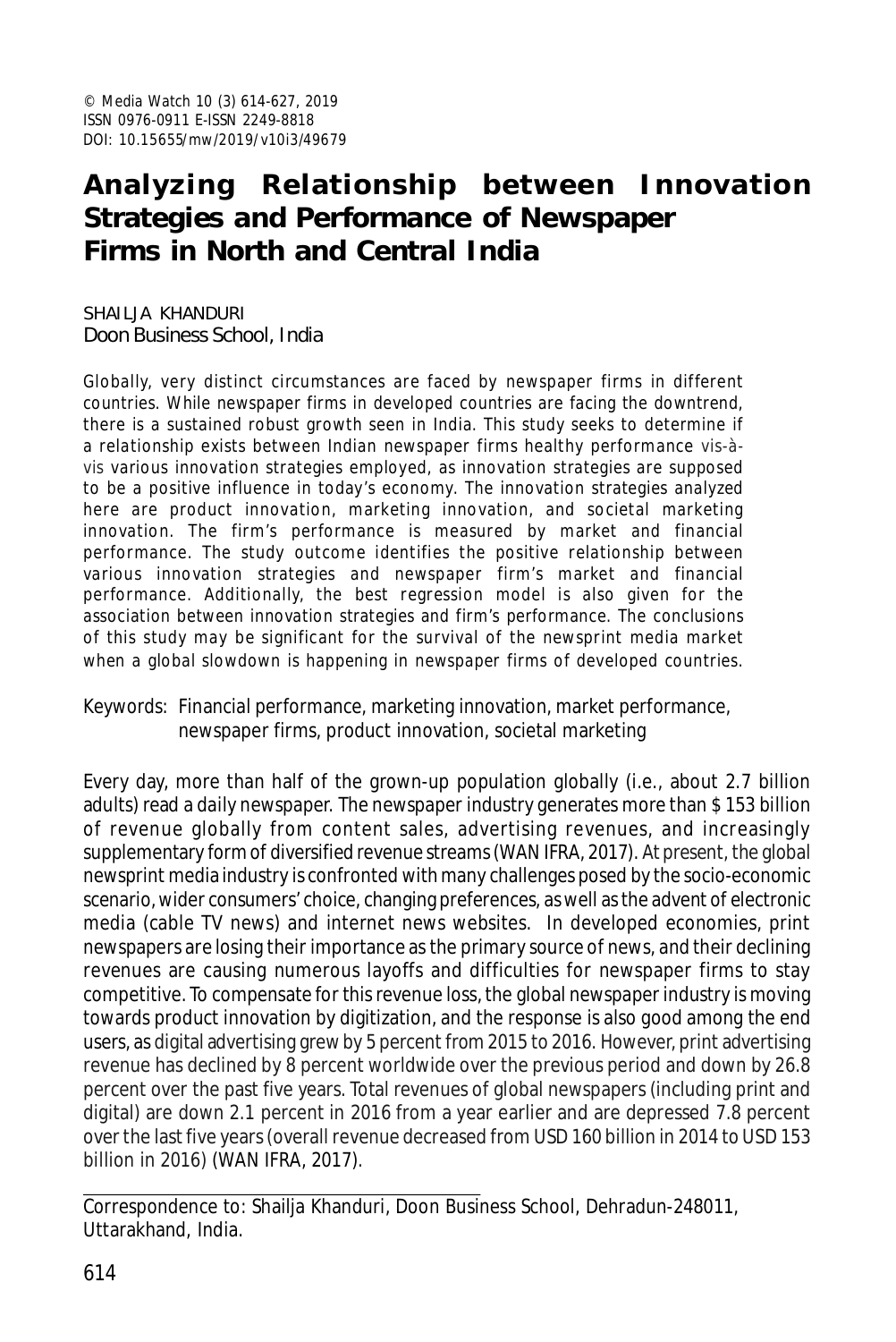© Media Watch 10 (3) 614-627, 2019
ISSN 0976-0911 E-ISSN 2249-8818
DOI: 10.15655/mw/2019/v10i3/49679

# Analyzing Relationship between Innovation Strategies and Performance of Newspaper Firms in North and Central India

SHAILJA KHANDURI
Doon Business School, India

Globally, very distinct circumstances are faced by newspaper firms in different countries. While newspaper firms in developed countries are facing the downtrend, there is a sustained robust growth seen in India. This study seeks to determine if a relationship exists between Indian newspaper firms healthy performance *vis-à-vis* various innovation strategies employed, as innovation strategies are supposed to be a positive influence in today's economy. The innovation strategies analyzed here are product innovation, marketing innovation, and societal marketing innovation. The firm's performance is measured by market and financial performance. The study outcome identifies the positive relationship between various innovation strategies and newspaper firm's market and financial performance. Additionally, the best regression model is also given for the association between innovation strategies and firm's performance. The conclusions of this study may be significant for the survival of the newsprint media market when a global slowdown is happening in newspaper firms of developed countries.

Keywords: Financial performance, marketing innovation, market performance, newspaper firms, product innovation, societal marketing

Every day, more than half of the grown-up population globally (i.e., about 2.7 billion adults) read a daily newspaper. The newspaper industry generates more than $ 153 billion of revenue globally from content sales, advertising revenues, and increasingly supplementary form of diversified revenue streams (WAN IFRA, 2017). At present, the global newsprint media industry is confronted with many challenges posed by the socio-economic scenario, wider consumers' choice, changing preferences, as well as the advent of electronic media (cable TV news) and internet news websites. In developed economies, print newspapers are losing their importance as the primary source of news, and their declining revenues are causing numerous layoffs and difficulties for newspaper firms to stay competitive. To compensate for this revenue loss, the global newspaper industry is moving towards product innovation by digitization, and the response is also good among the end users, as digital advertising grew by 5 percent from 2015 to 2016. However, print advertising revenue has declined by 8 percent worldwide over the previous period and down by 26.8 percent over the past five years. Total revenues of global newspapers (including print and digital) are down 2.1 percent in 2016 from a year earlier and are depressed 7.8 percent over the last five years (overall revenue decreased from USD 160 billion in 2014 to USD 153 billion in 2016) (WAN IFRA, 2017).

Correspondence to: Shailja Khanduri, Doon Business School, Dehradun-248011, Uttarakhand, India.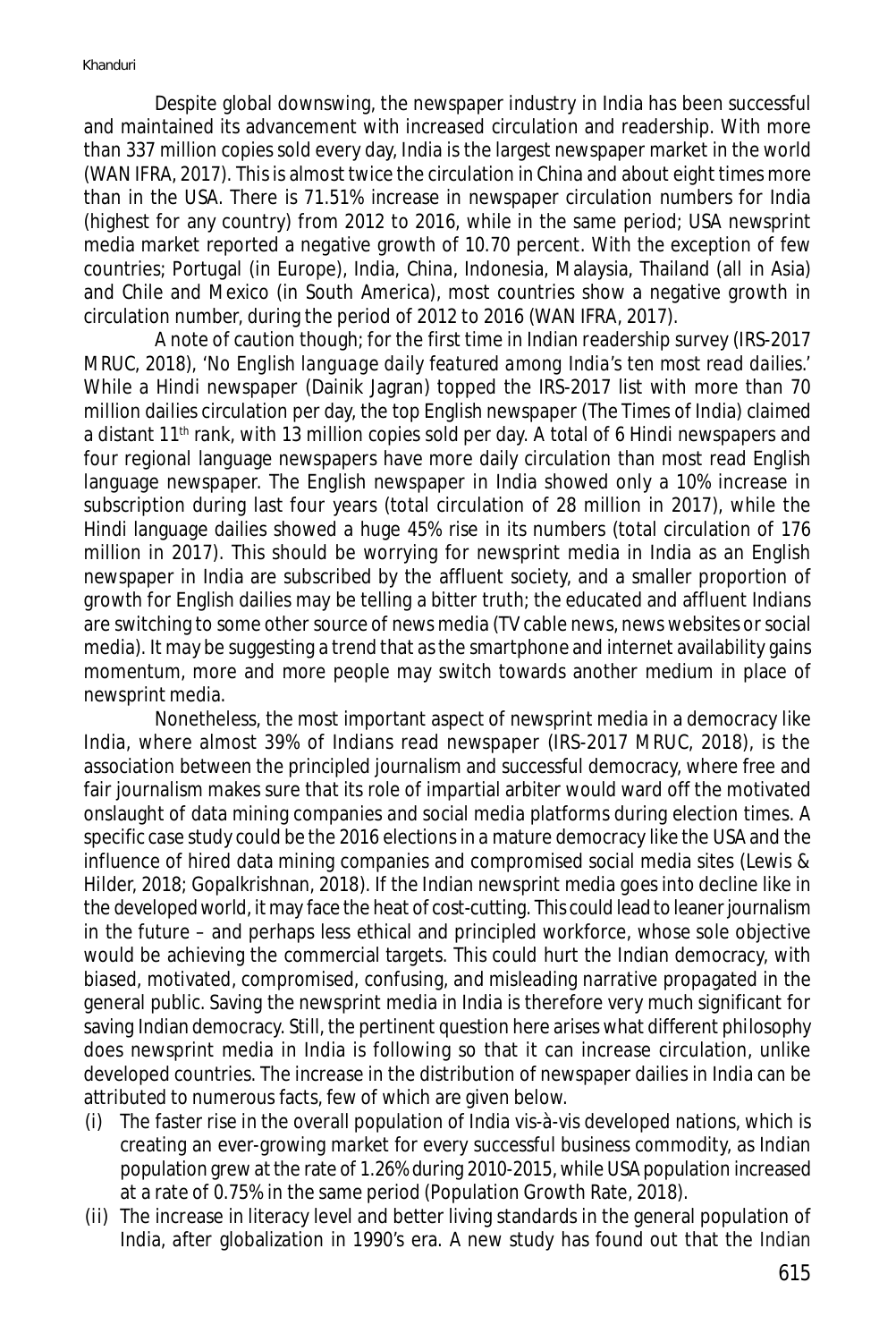Despite global downswing, the newspaper industry in India has been successful and maintained its advancement with increased circulation and readership. With more than 337 million copies sold every day, India is the largest newspaper market in the world (WAN IFRA, 2017). This is almost twice the circulation in China and about eight times more than in the USA. There is 71.51% increase in newspaper circulation numbers for India (highest for any country) from 2012 to 2016, while in the same period; USA newsprint media market reported a negative growth of 10.70 percent. With the exception of few countries; Portugal (in Europe), India, China, Indonesia, Malaysia, Thailand (all in Asia) and Chile and Mexico (in South America), most countries show a negative growth in circulation number, during the period of 2012 to 2016 (WAN IFRA, 2017).

A note of caution though; for the first time in Indian readership survey (IRS-2017 MRUC, 2018), *'No English language daily featured among India's ten most read dailies.'* While a Hindi newspaper (Dainik Jagran) topped the IRS-2017 list with more than 70 million dailies circulation per day, the top English newspaper (The Times of India) claimed a distant 11th rank, with 13 million copies sold per day. A total of 6 Hindi newspapers and four regional language newspapers have more daily circulation than most read English language newspaper. The English newspaper in India showed only a 10% increase in subscription during last four years (total circulation of 28 million in 2017), while the Hindi language dailies showed a huge 45% rise in its numbers (total circulation of 176 million in 2017). This should be worrying for newsprint media in India as an English newspaper in India are subscribed by the affluent society, and a smaller proportion of growth for English dailies may be telling a bitter truth; the educated and affluent Indians are switching to some other source of news media (TV cable news, news websites or social media). It may be suggesting a trend that as the smartphone and internet availability gains momentum, more and more people may switch towards another medium in place of newsprint media.

Nonetheless, the most important aspect of newsprint media in a democracy like India, where almost 39% of Indians read newspaper (IRS-2017 MRUC, 2018), is the association between the principled journalism and successful democracy, where free and fair journalism makes sure that its role of impartial arbiter would ward off the motivated onslaught of data mining companies and social media platforms during election times. A specific case study could be the 2016 elections in a mature democracy like the USA and the influence of hired data mining companies and compromised social media sites (Lewis & Hilder, 2018; Gopalkrishnan, 2018). If the Indian newsprint media goes into decline like in the developed world, it may face the heat of cost-cutting. This could lead to leaner journalism in the future – and perhaps less ethical and principled workforce, whose sole objective would be achieving the commercial targets. This could hurt the Indian democracy, with biased, motivated, compromised, confusing, and misleading narrative propagated in the general public. Saving the newsprint media in India is therefore very much significant for saving Indian democracy. Still, the pertinent question here arises what different philosophy does newsprint media in India is following so that it can increase circulation, unlike developed countries. The increase in the distribution of newspaper dailies in India can be attributed to numerous facts, few of which are given below.

(i) The faster rise in the overall population of India vis-à-vis developed nations, which is creating an ever-growing market for every successful business commodity, as Indian population grew at the rate of 1.26% during 2010-2015, while USA population increased at a rate of 0.75% in the same period (Population Growth Rate, 2018).

(ii) The increase in literacy level and better living standards in the general population of India, after globalization in 1990's era. A new study has found out that the Indian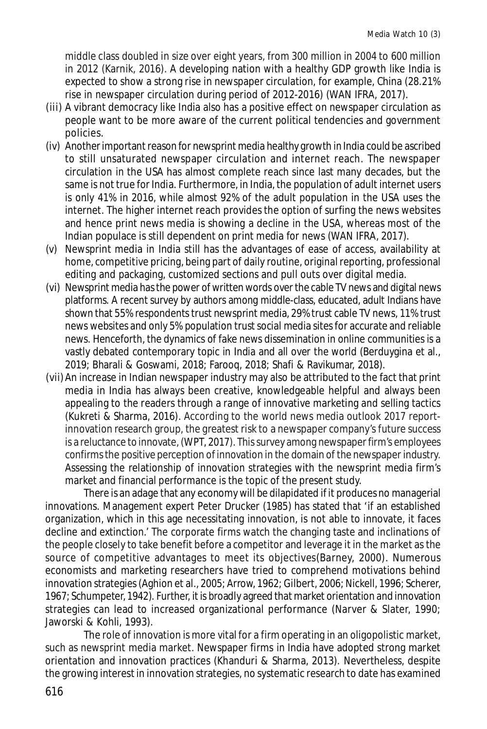middle class doubled in size over eight years, from 300 million in 2004 to 600 million in 2012 (Karnik, 2016). A developing nation with a healthy GDP growth like India is expected to show a strong rise in newspaper circulation, for example, China (28.21% rise in newspaper circulation during period of 2012-2016) (WAN IFRA, 2017).

(iii) A vibrant democracy like India also has a positive effect on newspaper circulation as people want to be more aware of the current political tendencies and government policies.

(iv) Another important reason for newsprint media healthy growth in India could be ascribed to still unsaturated newspaper circulation and internet reach. The newspaper circulation in the USA has almost complete reach since last many decades, but the same is not true for India. Furthermore, in India, the population of adult internet users is only 41% in 2016, while almost 92% of the adult population in the USA uses the internet. The higher internet reach provides the option of surfing the news websites and hence print news media is showing a decline in the USA, whereas most of the Indian populace is still dependent on print media for news (WAN IFRA, 2017).

(v) Newsprint media in India still has the advantages of ease of access, availability at home, competitive pricing, being part of daily routine, original reporting, professional editing and packaging, customized sections and pull outs over digital media.

(vi) Newsprint media has the power of written words over the cable TV news and digital news platforms. A recent survey by authors among middle-class, educated, adult Indians have shown that 55% respondents trust newsprint media, 29% trust cable TV news, 11% trust news websites and only 5% population trust social media sites for accurate and reliable news. Henceforth, the dynamics of fake news dissemination in online communities is a vastly debated contemporary topic in India and all over the world (Berduygina et al., 2019; Bharali & Goswami, 2018; Farooq, 2018; Shafi & Ravikumar, 2018).

(vii) An increase in Indian newspaper industry may also be attributed to the fact that print media in India has always been creative, knowledgeable helpful and always been appealing to the readers through a range of innovative marketing and selling tactics (Kukreti & Sharma, 2016). According to the world news media outlook 2017 report-innovation research group, the greatest risk to a newspaper company's future success is a reluctance to innovate, (WPT, 2017). This survey among newspaper firm's employees confirms the positive perception of innovation in the domain of the newspaper industry. Assessing the relationship of innovation strategies with the newsprint media firm's market and financial performance is the topic of the present study.

There is an adage that any economy will be dilapidated if it produces no managerial innovations. Management expert Peter Drucker (1985) has stated that 'if an established organization, which in this age necessitating innovation, is not able to innovate, it faces decline and extinction.' The corporate firms watch the changing taste and inclinations of the people closely to take benefit before a competitor and leverage it in the market as the source of competitive advantages to meet its objectives(Barney, 2000). Numerous economists and marketing researchers have tried to comprehend motivations behind innovation strategies (Aghion et al., 2005; Arrow, 1962; Gilbert, 2006; Nickell, 1996; Scherer, 1967; Schumpeter, 1942). Further, it is broadly agreed that market orientation and innovation strategies can lead to increased organizational performance (Narver & Slater, 1990; Jaworski & Kohli, 1993).

The role of innovation is more vital for a firm operating in an oligopolistic market, such as newsprint media market. Newspaper firms in India have adopted strong market orientation and innovation practices (Khanduri & Sharma, 2013). Nevertheless, despite the growing interest in innovation strategies, no systematic research to date has examined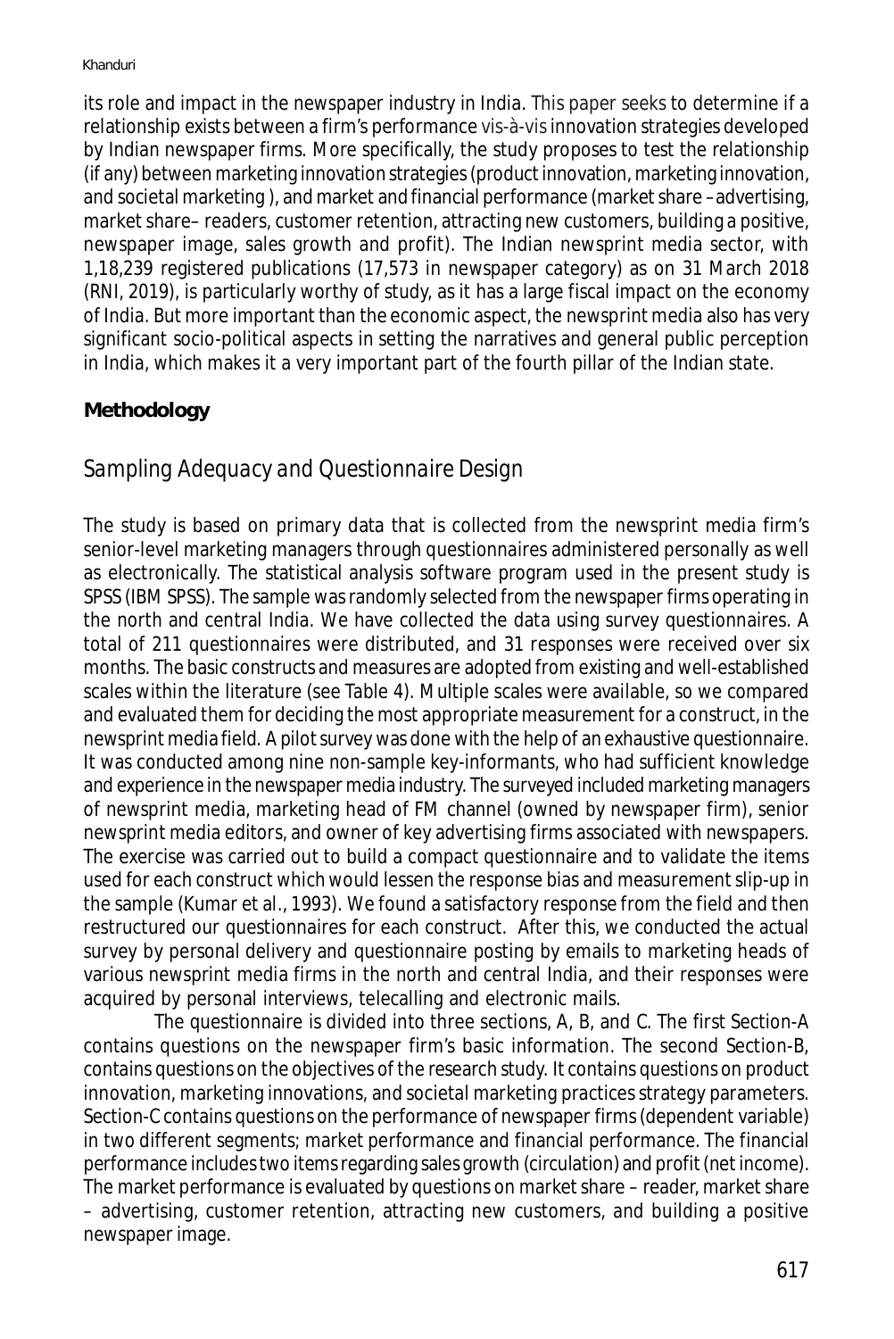its role and impact in the newspaper industry in India. This paper seeks to determine if a relationship exists between a firm's performance vis-à-vis innovation strategies developed by Indian newspaper firms. More specifically, the study proposes to test the relationship (if any) between marketing innovation strategies (product innovation, marketing innovation, and societal marketing ), and market and financial performance (market share –advertising, market share– readers, customer retention, attracting new customers, building a positive, newspaper image, sales growth and profit). The Indian newsprint media sector, with 1,18,239 registered publications (17,573 in newspaper category) as on 31 March 2018 (RNI, 2019), is particularly worthy of study, as it has a large fiscal impact on the economy of India. But more important than the economic aspect, the newsprint media also has very significant socio-political aspects in setting the narratives and general public perception in India, which makes it a very important part of the fourth pillar of the Indian state.

**Methodology**

## Sampling Adequacy and Questionnaire Design

The study is based on primary data that is collected from the newsprint media firm's senior-level marketing managers through questionnaires administered personally as well as electronically. The statistical analysis software program used in the present study is SPSS (IBM SPSS). The sample was randomly selected from the newspaper firms operating in the north and central India. We have collected the data using survey questionnaires. A total of 211 questionnaires were distributed, and 31 responses were received over six months. The basic constructs and measures are adopted from existing and well-established scales within the literature (see Table 4). Multiple scales were available, so we compared and evaluated them for deciding the most appropriate measurement for a construct, in the newsprint media field. A pilot survey was done with the help of an exhaustive questionnaire. It was conducted among nine non-sample key-informants, who had sufficient knowledge and experience in the newspaper media industry. The surveyed included marketing managers of newsprint media, marketing head of FM channel (owned by newspaper firm), senior newsprint media editors, and owner of key advertising firms associated with newspapers. The exercise was carried out to build a compact questionnaire and to validate the items used for each construct which would lessen the response bias and measurement slip-up in the sample (Kumar et al., 1993). We found a satisfactory response from the field and then restructured our questionnaires for each construct. After this, we conducted the actual survey by personal delivery and questionnaire posting by emails to marketing heads of various newsprint media firms in the north and central India, and their responses were acquired by personal interviews, telecalling and electronic mails.

The questionnaire is divided into three sections, A, B, and C. The first Section-A contains questions on the newspaper firm's basic information. The second Section-B, contains questions on the objectives of the research study. It contains questions on product innovation, marketing innovations, and societal marketing practices strategy parameters. Section-C contains questions on the performance of newspaper firms (dependent variable) in two different segments; market performance and financial performance. The financial performance includes two items regarding sales growth (circulation) and profit (net income). The market performance is evaluated by questions on market share – reader, market share – advertising, customer retention, attracting new customers, and building a positive newspaper image.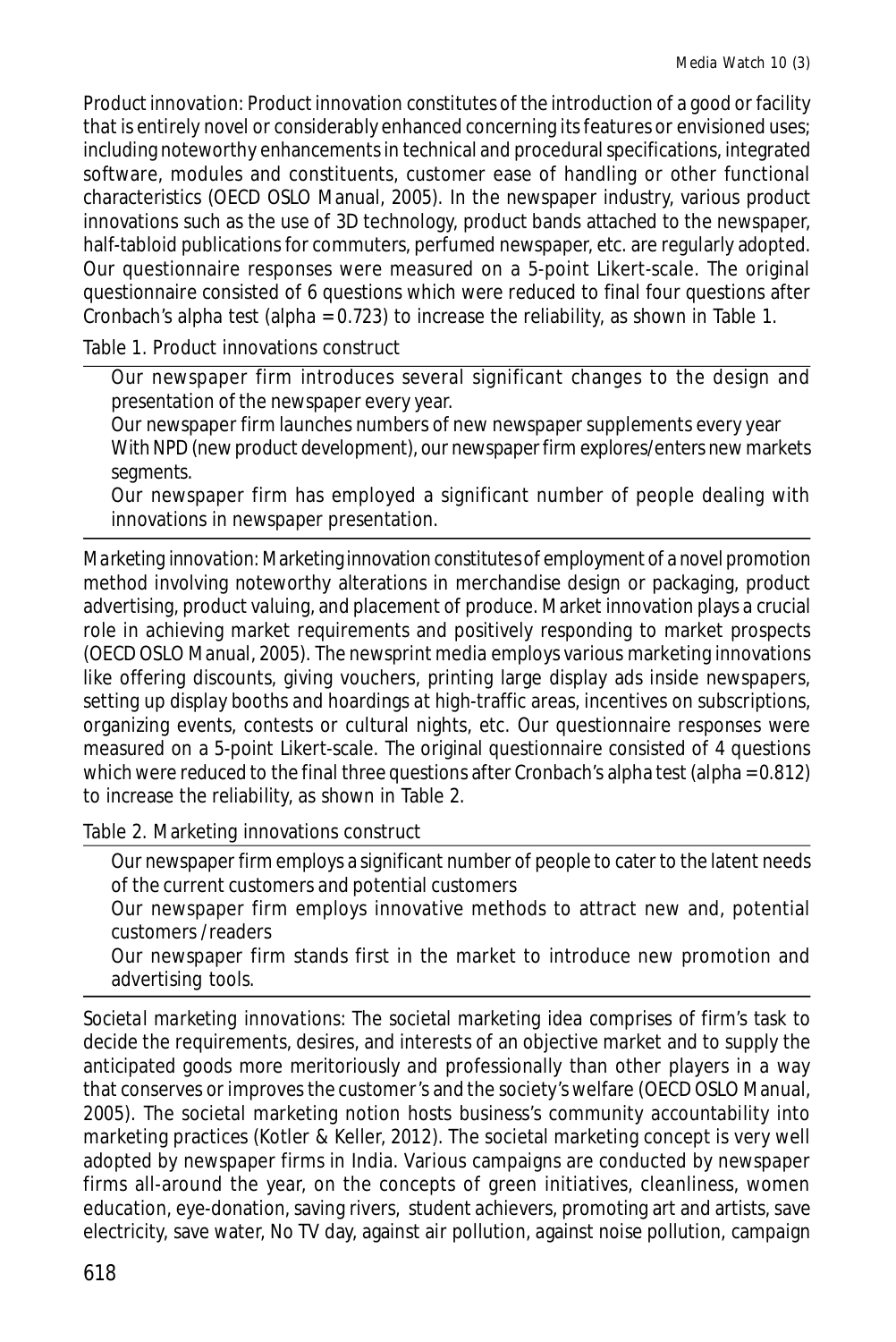*Product innovation*: Product innovation constitutes of the introduction of a good or facility that is entirely novel or considerably enhanced concerning its features or envisioned uses; including noteworthy enhancements in technical and procedural specifications, integrated software, modules and constituents, customer ease of handling or other functional characteristics (OECD OSLO Manual, 2005). In the newspaper industry, various product innovations such as the use of 3D technology, product bands attached to the newspaper, half-tabloid publications for commuters, perfumed newspaper, etc. are regularly adopted. Our questionnaire responses were measured on a 5-point Likert-scale. The original questionnaire consisted of 6 questions which were reduced to final four questions after Cronbach's alpha test (alpha = 0.723) to increase the reliability, as shown in Table 1.

Table 1. Product innovations construct

| |
|---|
| Our newspaper firm introduces several significant changes to the design and presentation of the newspaper every year. |
| Our newspaper firm launches numbers of new newspaper supplements every year |
| With NPD (new product development), our newspaper firm explores/enters new markets segments. |
| Our newspaper firm has employed a significant number of people dealing with innovations in newspaper presentation. |

*Marketing innovation*: Marketing innovation constitutes of employment of a novel promotion method involving noteworthy alterations in merchandise design or packaging, product advertising, product valuing, and placement of produce. Market innovation plays a crucial role in achieving market requirements and positively responding to market prospects (OECD OSLO Manual, 2005). The newsprint media employs various marketing innovations like offering discounts, giving vouchers, printing large display ads inside newspapers, setting up display booths and hoardings at high-traffic areas, incentives on subscriptions, organizing events, contests or cultural nights, etc. Our questionnaire responses were measured on a 5-point Likert-scale. The original questionnaire consisted of 4 questions which were reduced to the final three questions after Cronbach's alpha test (alpha = 0.812) to increase the reliability, as shown in Table 2.

Table 2. Marketing innovations construct

| |
|---|
| Our newspaper firm employs a significant number of people to cater to the latent needs of the current customers and potential customers |
| Our newspaper firm employs innovative methods to attract new and, potential customers /readers |
| Our newspaper firm stands first in the market to introduce new promotion and advertising tools. |

*Societal marketing innovations*: The societal marketing idea comprises of firm's task to decide the requirements, desires, and interests of an objective market and to supply the anticipated goods more meritoriously and professionally than other players in a way that conserves or improves the customer's and the society's welfare (OECD OSLO Manual, 2005). The societal marketing notion hosts business's community accountability into marketing practices (Kotler & Keller, 2012). The societal marketing concept is very well adopted by newspaper firms in India. Various campaigns are conducted by newspaper firms all-around the year, on the concepts of green initiatives, cleanliness, women education, eye-donation, saving rivers, student achievers, promoting art and artists, save electricity, save water, No TV day, against air pollution, against noise pollution, campaign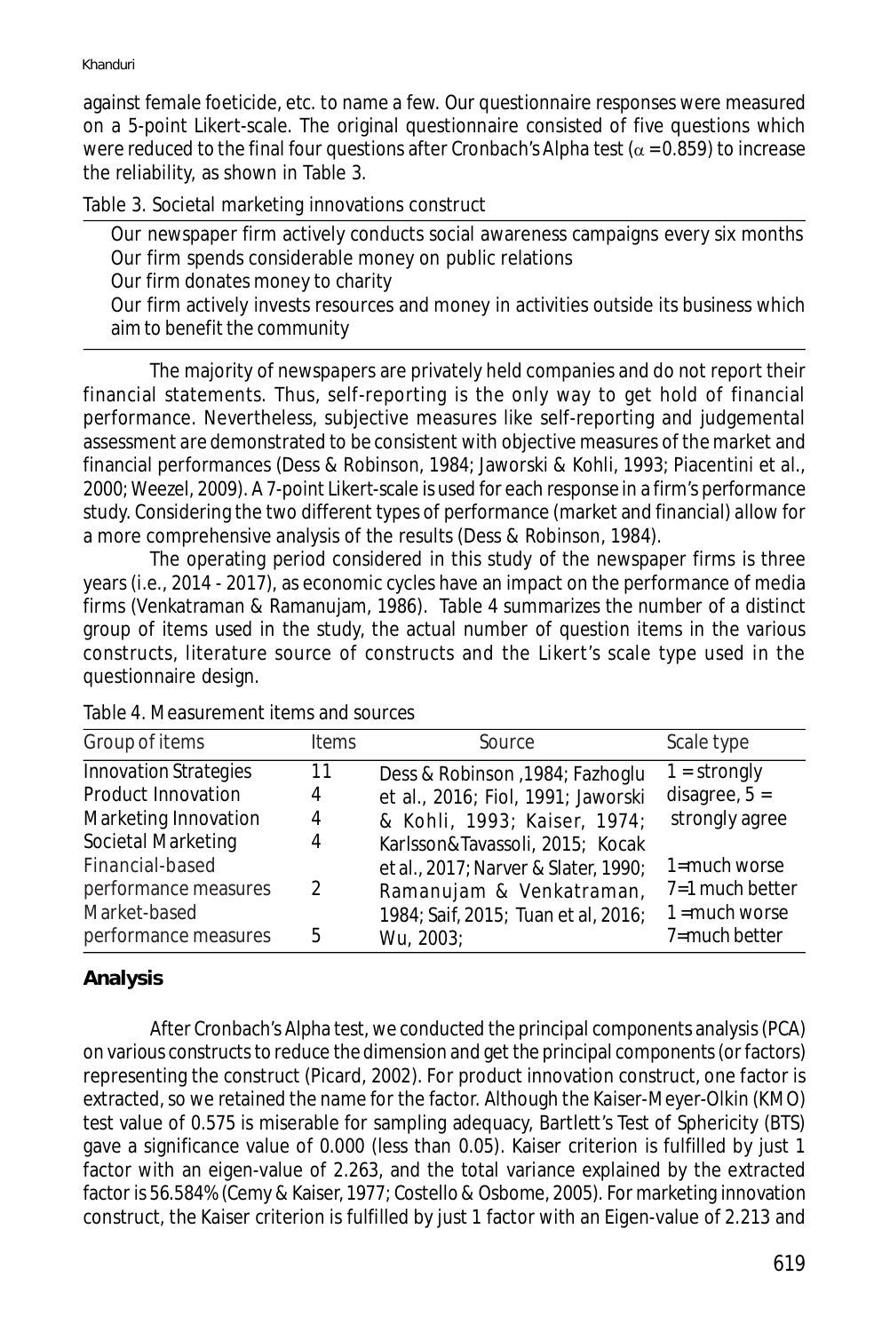against female foeticide, etc. to name a few. Our questionnaire responses were measured on a 5-point Likert-scale. The original questionnaire consisted of five questions which were reduced to the final four questions after Cronbach's Alpha test ($\alpha = 0.859$) to increase the reliability, as shown in Table 3.

Table 3. Societal marketing innovations construct

| |
|---|
| Our newspaper firm actively conducts social awareness campaigns every six months |
| Our firm spends considerable money on public relations |
| Our firm donates money to charity |
| Our firm actively invests resources and money in activities outside its business which aim to benefit the community |

The majority of newspapers are privately held companies and do not report their financial statements. Thus, self-reporting is the only way to get hold of financial performance. Nevertheless, subjective measures like self-reporting and judgemental assessment are demonstrated to be consistent with objective measures of the market and financial performances (Dess & Robinson, 1984; Jaworski & Kohli, 1993; Piacentini et al., 2000; Weezel, 2009). A 7-point Likert-scale is used for each response in a firm's performance study. Considering the two different types of performance (market and financial) allow for a more comprehensive analysis of the results (Dess & Robinson, 1984).

The operating period considered in this study of the newspaper firms is three years (i.e., 2014 - 2017), as economic cycles have an impact on the performance of media firms (Venkatraman & Ramanujam, 1986). Table 4 summarizes the number of a distinct group of items used in the study, the actual number of question items in the various constructs, literature source of constructs and the Likert's scale type used in the questionnaire design.

Table 4. Measurement items and sources

| Group of items | Items | Source | Scale type |
|---|---|---|---|
| Innovation Strategies | 11 | Dess & Robinson ,1984; Fazhoglu et al., 2016; Fiol, 1991; Jaworski & Kohli, 1993; Kaiser, 1974; Karlsson&Tavassoli, 2015; Kocak et al., 2017; Narver & Slater, 1990; Ramanujam & Venkatraman, 1984; Saif, 2015; Tuan et al, 2016; Wu, 2003; | 1 = strongly disagree, 5 = strongly agree |
| Product Innovation | 4 | | |
| Marketing Innovation | 4 | | |
| Societal Marketing | 4 | | |
| Financial-based performance measures | 2 | | 1=much worse 7=1 much better |
| Market-based performance measures | 5 | | 1 =much worse 7=much better |

## Analysis

After Cronbach's Alpha test, we conducted the principal components analysis (PCA) on various constructs to reduce the dimension and get the principal components (or factors) representing the construct (Picard, 2002). For product innovation construct, one factor is extracted, so we retained the name for the factor. Although the Kaiser-Meyer-Olkin (KMO) test value of 0.575 is miserable for sampling adequacy, Bartlett's Test of Sphericity (BTS) gave a significance value of 0.000 (less than 0.05). Kaiser criterion is fulfilled by just 1 factor with an eigen-value of 2.263, and the total variance explained by the extracted factor is 56.584% (Cemy & Kaiser, 1977; Costello & Osbome, 2005). For marketing innovation construct, the Kaiser criterion is fulfilled by just 1 factor with an Eigen-value of 2.213 and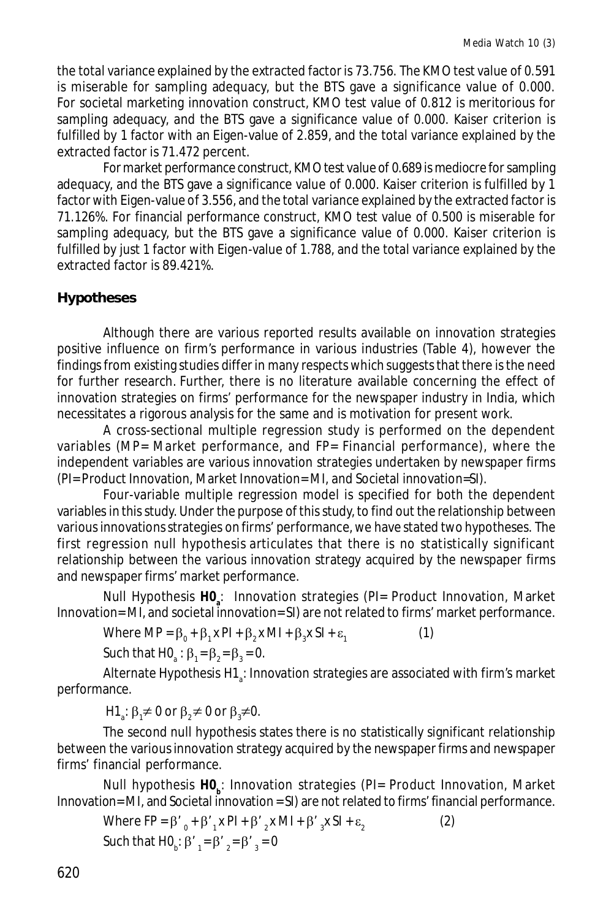the total variance explained by the extracted factor is 73.756. The KMO test value of 0.591 is miserable for sampling adequacy, but the BTS gave a significance value of 0.000. For societal marketing innovation construct, KMO test value of 0.812 is meritorious for sampling adequacy, and the BTS gave a significance value of 0.000. Kaiser criterion is fulfilled by 1 factor with an Eigen-value of 2.859, and the total variance explained by the extracted factor is 71.472 percent.

For market performance construct, KMO test value of 0.689 is mediocre for sampling adequacy, and the BTS gave a significance value of 0.000. Kaiser criterion is fulfilled by 1 factor with Eigen-value of 3.556, and the total variance explained by the extracted factor is 71.126%. For financial performance construct, KMO test value of 0.500 is miserable for sampling adequacy, but the BTS gave a significance value of 0.000. Kaiser criterion is fulfilled by just 1 factor with Eigen-value of 1.788, and the total variance explained by the extracted factor is 89.421%.

## Hypotheses

Although there are various reported results available on innovation strategies positive influence on firm's performance in various industries (Table 4), however the findings from existing studies differ in many respects which suggests that there is the need for further research. Further, there is no literature available concerning the effect of innovation strategies on firms' performance for the newspaper industry in India, which necessitates a rigorous analysis for the same and is motivation for present work.

A cross-sectional multiple regression study is performed on the dependent variables (MP= Market performance, and FP= Financial performance), where the independent variables are various innovation strategies undertaken by newspaper firms (PI=Product Innovation, Market Innovation= MI, and Societal innovation=SI).

Four-variable multiple regression model is specified for both the dependent variables in this study. Under the purpose of this study, to find out the relationship between various innovations strategies on firms' performance, we have stated two hypotheses. The first regression null hypothesis articulates that there is no statistically significant relationship between the various innovation strategy acquired by the newspaper firms and newspaper firms' market performance.

Null Hypothesis **$H0_a$**: Innovation strategies (PI= Product Innovation, Market Innovation= MI, and societal innovation=SI) are not related to firms' market performance.

Where $MP = \beta_0 + \beta_1 \times PI + \beta_2 \times MI + \beta_3 \times SI + \varepsilon_1$ (1)

Such that $H0_a : \beta_1 = \beta_2 = \beta_3 = 0$.

Alternate Hypothesis $H1_a$: Innovation strategies are associated with firm's market performance.

$H1_a: \beta_1 \neq 0$ or $\beta_2 \neq 0$ or $\beta_3 \neq 0$.

The second null hypothesis states there is no statistically significant relationship between the various innovation strategy acquired by the newspaper firms and newspaper firms' financial performance.

Null hypothesis **$H0_b$**: Innovation strategies (PI= Product Innovation, Market Innovation= MI, and Societal innovation = SI) are not related to firms' financial performance.

Where $FP = \beta'_0 + \beta'_1 \times PI + \beta'_2 \times MI + \beta'_3 \times SI + \varepsilon_2$ (2)

Such that $H0_b: \beta'_1 = \beta'_2 = \beta'_3 = 0$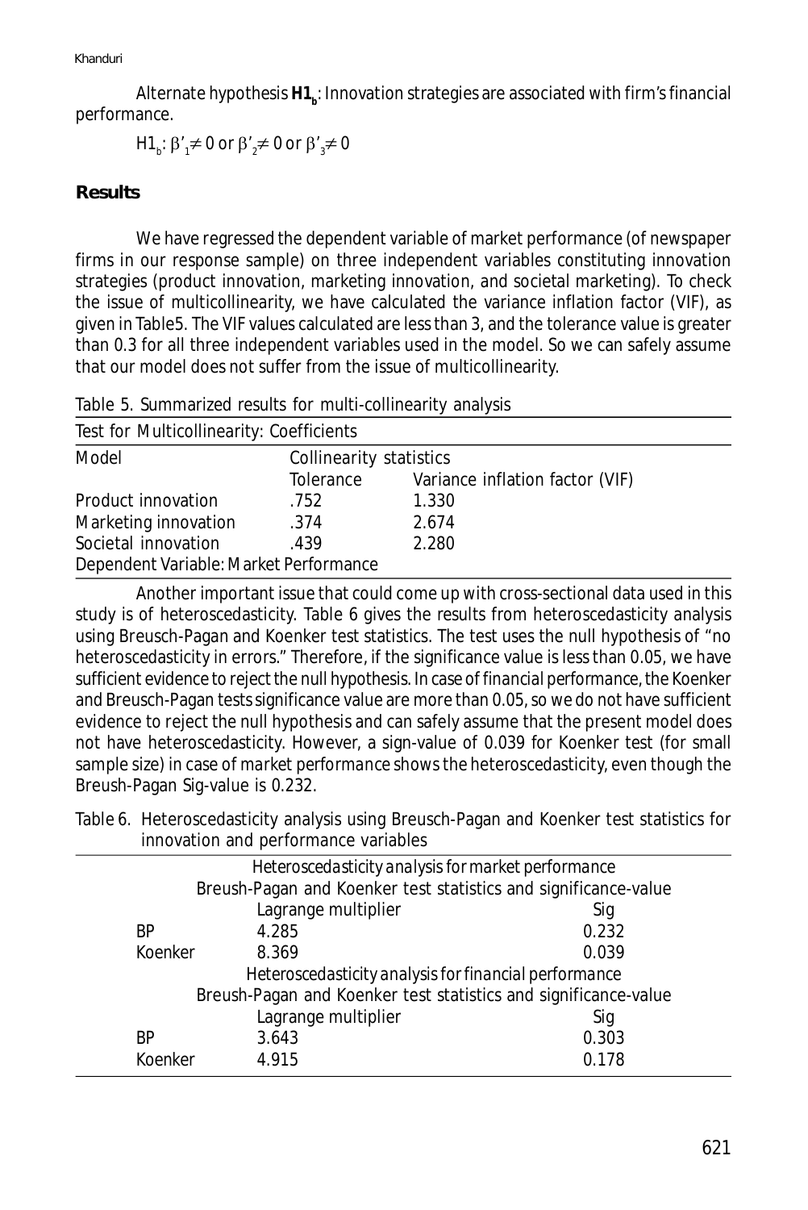Alternate hypothesis **$H1_b$**: Innovation strategies are associated with firm's financial performance.

$H1_b$: $\beta'_1 \neq 0$ or $\beta'_2 \neq 0$ or $\beta'_3 \neq 0$

## Results

We have regressed the dependent variable of market performance (of newspaper firms in our response sample) on three independent variables constituting innovation strategies (product innovation, marketing innovation, and societal marketing). To check the issue of multicollinearity, we have calculated the variance inflation factor (VIF), as given in Table5. The VIF values calculated are less than 3, and the tolerance value is greater than 0.3 for all three independent variables used in the model. So we can safely assume that our model does not suffer from the issue of multicollinearity.

Table 5. Summarized results for multi-collinearity analysis

| Test for Multicollinearity: Coefficients | | |
|---|---|---|
| Model | Collinearity statistics | |
| | Tolerance | Variance inflation factor (VIF) |
| Product innovation | .752 | 1.330 |
| Marketing innovation | .374 | 2.674 |
| Societal innovation | .439 | 2.280 |
| Dependent Variable: Market Performance | | |

Another important issue that could come up with cross-sectional data used in this study is of heteroscedasticity. Table 6 gives the results from heteroscedasticity analysis using Breusch-Pagan and Koenker test statistics. The test uses the null hypothesis of "no heteroscedasticity in errors." Therefore, if the significance value is less than 0.05, we have sufficient evidence to reject the null hypothesis. In case of *financial performance*, the Koenker and Breusch-Pagan tests significance value are more than 0.05, so we do not have sufficient evidence to reject the null hypothesis and can safely assume that the present model does not have heteroscedasticity. However, a sign-value of 0.039 for Koenker test (for small sample size) in case of *market performance* shows the heteroscedasticity, even though the Breush-Pagan Sig-value is 0.232.

Table 6. Heteroscedasticity analysis using Breusch-Pagan and Koenker test statistics for innovation and performance variables

| | *Heteroscedasticity analysis for market performance* | |
|---|---|---|
| | Breush-Pagan and Koenker test statistics and significance-value | |
| | Lagrange multiplier | Sig |
| BP | 4.285 | 0.232 |
| Koenker | 8.369 | 0.039 |
| | *Heteroscedasticity analysis for financial performance* | |
| | Breush-Pagan and Koenker test statistics and significance-value | |
| | Lagrange multiplier | Sig |
| BP | 3.643 | 0.303 |
| Koenker | 4.915 | 0.178 |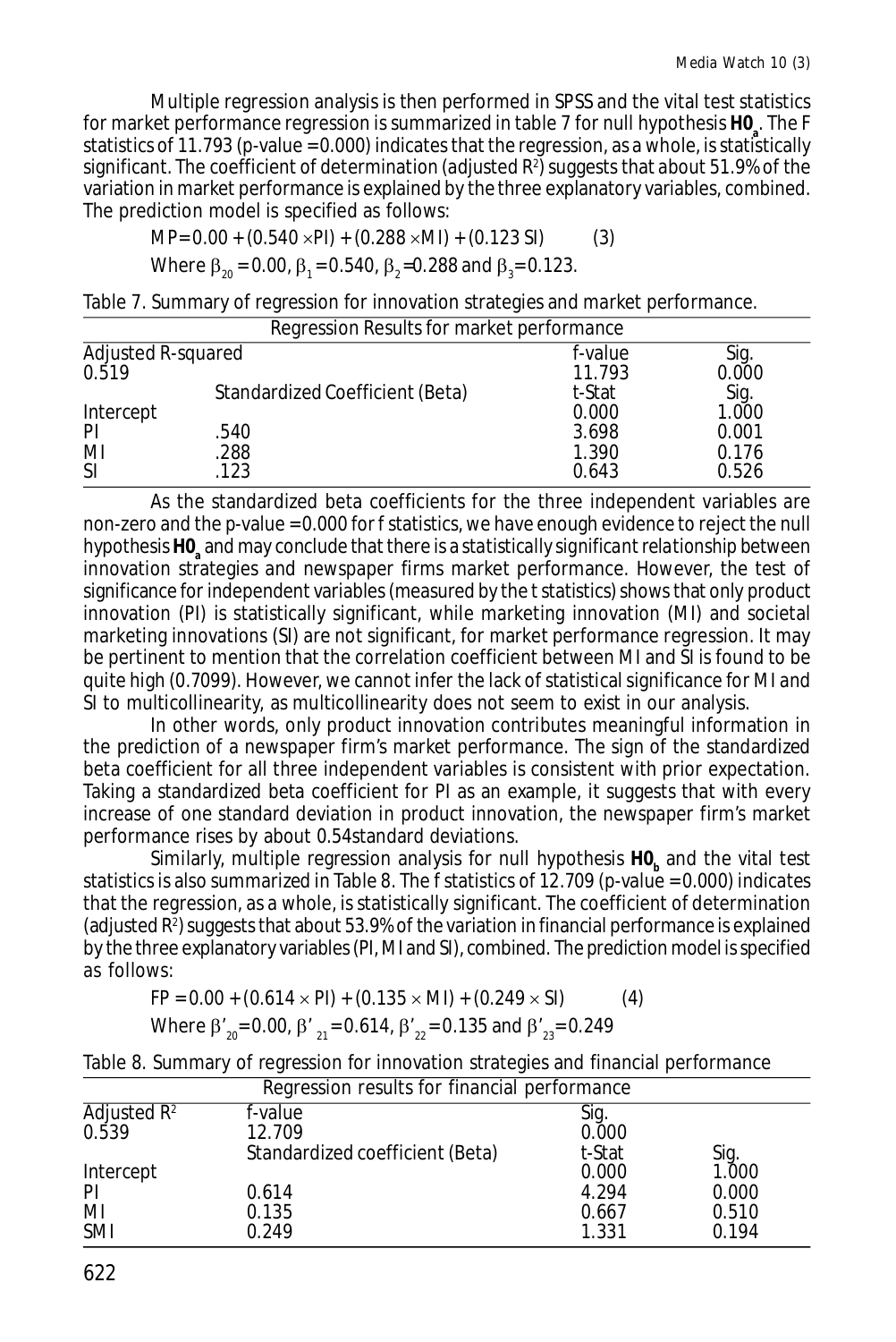Multiple regression analysis is then performed in SPSS and the vital test statistics for market performance regression is summarized in table 7 for null hypothesis **$H0_a$**. The F statistics of 11.793 (p-value = 0.000) indicates that the regression, as a whole, is statistically significant. The coefficient of determination (adjusted $R^2$) suggests that about 51.9% of the variation in market performance is explained by the three explanatory variables, combined. The prediction model is specified as follows:

$$MP = 0.00 + (0.540 \times PI) + (0.288 \times MI) + (0.123\ SI) \qquad (3)$$

Where $\beta_{20} = 0.00$, $\beta_1 = 0.540$, $\beta_2 = 0.288$ and $\beta_3 = 0.123$.

Table 7. Summary of regression for innovation strategies and market performance.

| Regression Results for market performance | | | |
|---|---|---|---|
| Adjusted R-squared | | f-value | Sig. |
| 0.519 | | 11.793 | 0.000 |
| | Standardized Coefficient (Beta) | t-Stat | Sig. |
| Intercept | | 0.000 | 1.000 |
| PI | .540 | 3.698 | 0.001 |
| MI | .288 | 1.390 | 0.176 |
| SI | .123 | 0.643 | 0.526 |

As the standardized beta coefficients for the three independent variables are non-zero and the p-value = 0.000 for f statistics, we have enough evidence to reject the null hypothesis **$H0_a$** and may conclude that there is a *statistically significant relationship* between innovation strategies and newspaper firms market performance. However, the test of significance for independent variables (measured by the t statistics) shows that only product innovation (PI) is statistically significant, while marketing innovation (MI) and societal marketing innovations (SI) are not significant, for market performance regression. It may be pertinent to mention that the correlation coefficient between MI and SI is found to be quite high (0.7099). However, we cannot infer the lack of statistical significance for MI and SI to multicollinearity, as multicollinearity does not seem to exist in our analysis.

In other words, only product innovation contributes meaningful information in the prediction of a newspaper firm's market performance. The sign of the standardized beta coefficient for all three independent variables is consistent with prior expectation. Taking a standardized beta coefficient for PI as an example, it suggests that with every increase of one standard deviation in product innovation, the newspaper firm's market performance rises by about 0.54standard deviations.

Similarly, multiple regression analysis for null hypothesis **$H0_b$** and the vital test statistics is also summarized in Table 8. The f statistics of 12.709 (p-value = 0.000) indicates that the regression, as a whole, is statistically significant. The coefficient of determination (adjusted $R^2$) suggests that about 53.9% of the variation in financial performance is explained by the three explanatory variables (PI, MI and SI), combined. The prediction model is specified as follows:

$$FP = 0.00 + (0.614 \times PI) + (0.135 \times MI) + (0.249 \times SI) \qquad (4)$$

Where $\beta'_{20} = 0.00$, $\beta'_{21} = 0.614$, $\beta'_{22} = 0.135$ and $\beta'_{23} = 0.249$

Table 8. Summary of regression for innovation strategies and financial performance

| Regression results for financial performance | | | |
|---|---|---|---|
| Adjusted $R^2$ | f-value | Sig. | |
| 0.539 | 12.709 | 0.000 | |
| | Standardized coefficient (Beta) | t-Stat | Sig. |
| Intercept | | 0.000 | 1.000 |
| PI | 0.614 | 4.294 | 0.000 |
| MI | 0.135 | 0.667 | 0.510 |
| SMI | 0.249 | 1.331 | 0.194 |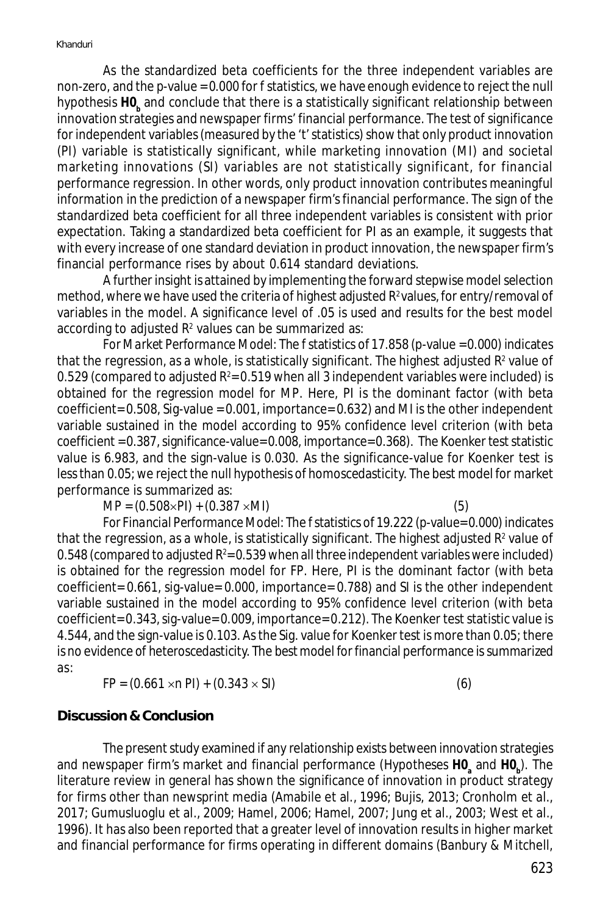As the standardized beta coefficients for the three independent variables are non-zero, and the p-value = 0.000 for f statistics, we have enough evidence to reject the null hypothesis $\mathbf{H0_b}$ and conclude that there is a statistically significant relationship between innovation strategies and newspaper firms' financial performance. The test of significance for independent variables (measured by the 't' statistics) show that only product innovation (PI) variable is statistically significant, while marketing innovation (MI) and societal marketing innovations (SI) variables are not statistically significant, for financial performance regression. In other words, only product innovation contributes meaningful information in the prediction of a newspaper firm's financial performance. The sign of the standardized beta coefficient for all three independent variables is consistent with prior expectation. Taking a standardized beta coefficient for PI as an example, it suggests that with every increase of one standard deviation in product innovation, the newspaper firm's financial performance rises by about 0.614 standard deviations.

A further insight is attained by implementing the forward stepwise model selection method, where we have used the criteria of highest adjusted $R^2$ values, for entry/removal of variables in the model. A significance level of .05 is used and results for the best model according to adjusted $R^2$ values can be summarized as:

*For Market Performance Model*: The f statistics of 17.858 (p-value = 0.000) indicates that the regression, as a whole, is statistically significant. The highest adjusted $R^2$ value of 0.529 (compared to adjusted $R^2$=0.519 when all 3 independent variables were included) is obtained for the regression model for MP. Here, PI is the dominant factor (with beta coefficient=0.508, Sig-value = 0.001, importance=0.632) and MI is the other independent variable sustained in the model according to 95% confidence level criterion (with beta coefficient = 0.387, significance-value=0.008, importance=0.368). The Koenker test statistic value is 6.983, and the sign-value is 0.030. As the significance-value for Koenker test is less than 0.05; we reject the null hypothesis of homoscedasticity. The best model for market performance is summarized as:

$$MP = (0.508 \times PI) + (0.387 \times MI) \qquad (5)$$

*For Financial Performance Model*: The f statistics of 19.222 (p-value=0.000) indicates that the regression, as a whole, is statistically significant. The highest adjusted $R^2$ value of 0.548 (compared to adjusted $R^2$=0.539 when all three independent variables were included) is obtained for the regression model for FP. Here, PI is the dominant factor (with beta coefficient=0.661, sig-value=0.000, importance=0.788) and SI is the other independent variable sustained in the model according to 95% confidence level criterion (with beta coefficient=0.343, sig-value=0.009, importance=0.212). The Koenker test statistic value is 4.544, and the sign-value is 0.103. As the Sig. value for Koenker test is more than 0.05; there is no evidence of heteroscedasticity. The best model for financial performance is summarized as:

$$FP = (0.661 \times n\ PI) + (0.343 \times SI) \qquad (6)$$

## Discussion & Conclusion

The present study examined if any relationship exists between innovation strategies and newspaper firm's market and financial performance (Hypotheses $\mathbf{H0_a}$ and $\mathbf{H0_b}$). The literature review in general has shown the significance of innovation in product strategy for firms other than newsprint media (Amabile et al., 1996; Bujis, 2013; Cronholm et al., 2017; Gumusluoglu et al., 2009; Hamel, 2006; Hamel, 2007; Jung et al., 2003; West et al., 1996). It has also been reported that a greater level of innovation results in higher market and financial performance for firms operating in different domains (Banbury & Mitchell,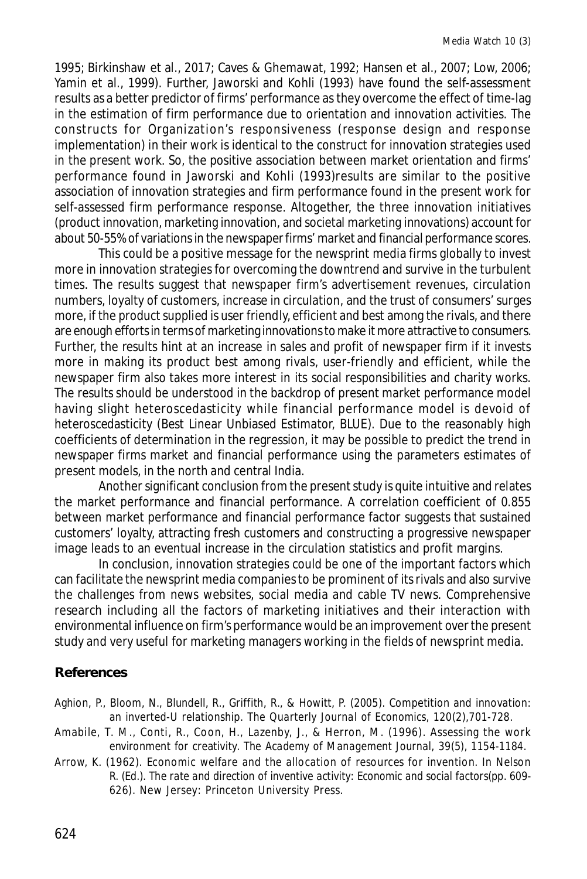1995; Birkinshaw et al., 2017; Caves & Ghemawat, 1992; Hansen et al., 2007; Low, 2006; Yamin et al., 1999). Further, Jaworski and Kohli (1993) have found the self-assessment results as a better predictor of firms' performance as they overcome the effect of time-lag in the estimation of firm performance due to orientation and innovation activities. The constructs for Organization's responsiveness (response design and response implementation) in their work is identical to the construct for innovation strategies used in the present work. So, the positive association between market orientation and firms' performance found in Jaworski and Kohli (1993)results are similar to the positive association of innovation strategies and firm performance found in the present work for self-assessed firm performance response. Altogether, the three innovation initiatives (product innovation, marketing innovation, and societal marketing innovations) account for about 50-55% of variations in the newspaper firms' market and financial performance scores.

This could be a positive message for the newsprint media firms globally to invest more in innovation strategies for overcoming the downtrend and survive in the turbulent times. The results suggest that newspaper firm's advertisement revenues, circulation numbers, loyalty of customers, increase in circulation, and the trust of consumers' surges more, if the product supplied is user friendly, efficient and best among the rivals, and there are enough efforts in terms of marketing innovations to make it more attractive to consumers. Further, the results hint at an increase in sales and profit of newspaper firm if it invests more in making its product best among rivals, user-friendly and efficient, while the newspaper firm also takes more interest in its social responsibilities and charity works. The results should be understood in the backdrop of present market performance model having slight heteroscedasticity while financial performance model is devoid of heteroscedasticity (Best Linear Unbiased Estimator, BLUE). Due to the reasonably high coefficients of determination in the regression, it may be possible to predict the trend in newspaper firms market and financial performance using the parameters estimates of present models, in the north and central India.

Another significant conclusion from the present study is quite intuitive and relates the market performance and financial performance. A correlation coefficient of 0.855 between market performance and financial performance factor suggests that sustained customers' loyalty, attracting fresh customers and constructing a progressive newspaper image leads to an eventual increase in the circulation statistics and profit margins.

In conclusion, innovation strategies could be one of the important factors which can facilitate the newsprint media companies to be prominent of its rivals and also survive the challenges from news websites, social media and cable TV news. Comprehensive research including all the factors of marketing initiatives and their interaction with environmental influence on firm's performance would be an improvement over the present study and very useful for marketing managers working in the fields of newsprint media.

## References

Aghion, P., Bloom, N., Blundell, R., Griffith, R., & Howitt, P. (2005). Competition and innovation: an inverted-U relationship. *The Quarterly Journal of Economics, 120*(2),701-728.

Amabile, T. M., Conti, R., Coon, H., Lazenby, J., & Herron, M. (1996). Assessing the work environment for creativity. *The Academy of Management Journal, 39*(5), 1154-1184.

Arrow, K. (1962). Economic welfare and the allocation of resources for invention. In Nelson R. (Ed.). *The rate and direction of inventive activity: Economic and social factors*(pp. 609-626). New Jersey: Princeton University Press.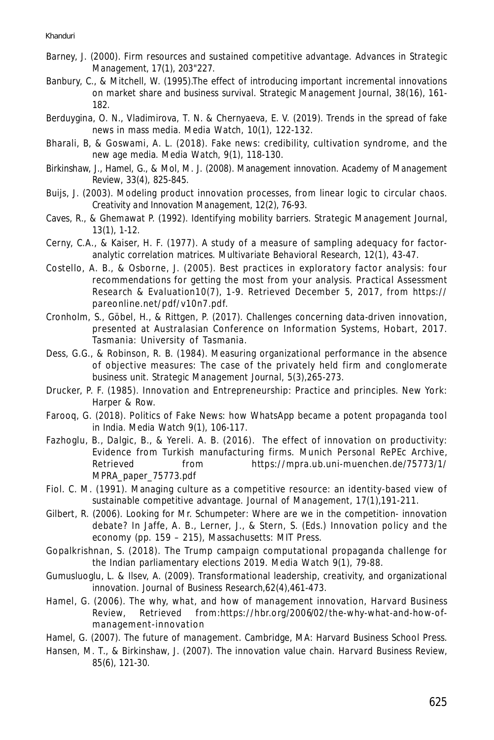Barney, J. (2000). Firm resources and sustained competitive advantage. Advances in Strategic Management, 17(1), 203"227.

Banbury, C., & Mitchell, W. (1995).The effect of introducing important incremental innovations on market share and business survival. Strategic Management Journal, 38(16), 161-182.

Berduygina, O. N., Vladimirova, T. N. & Chernyaeva, E. V. (2019). Trends in the spread of fake news in mass media. Media Watch, 10(1), 122-132.

Bharali, B, & Goswami, A. L. (2018). Fake news: credibility, cultivation syndrome, and the new age media. Media Watch, 9(1), 118-130.

Birkinshaw, J., Hamel, G., & Mol, M. J. (2008). Management innovation. Academy of Management Review, 33(4), 825-845.

Buijs, J. (2003). Modeling product innovation processes, from linear logic to circular chaos. Creativity and Innovation Management, 12(2), 76-93.

Caves, R., & Ghemawat P. (1992). Identifying mobility barriers. Strategic Management Journal, 13(1), 1-12.

Cerny, C.A., & Kaiser, H. F. (1977). A study of a measure of sampling adequacy for factor-analytic correlation matrices. Multivariate Behavioral Research, 12(1), 43-47.

Costello, A. B., & Osborne, J. (2005). Best practices in exploratory factor analysis: four recommendations for getting the most from your analysis. Practical Assessment Research & Evaluation10(7), 1-9. Retrieved December 5, 2017, from https://pareonline.net/pdf/v10n7.pdf.

Cronholm, S., Göbel, H., & Rittgen, P. (2017). Challenges concerning data-driven innovation, presented at Australasian Conference on Information Systems, Hobart, 2017. Tasmania: University of Tasmania.

Dess, G.G., & Robinson, R. B. (1984). Measuring organizational performance in the absence of objective measures: The case of the privately held firm and conglomerate business unit. Strategic Management Journal, 5(3),265-273.

Drucker, P. F. (1985). Innovation and Entrepreneurship: Practice and principles. New York: Harper & Row.

Farooq, G. (2018). Politics of Fake News: how WhatsApp became a potent propaganda tool in India. Media Watch 9(1), 106-117.

Fazhoglu, B., Dalgic, B., & Yereli. A. B. (2016). The effect of innovation on productivity: Evidence from Turkish manufacturing firms. Munich Personal RePEc Archive, Retrieved from https://mpra.ub.uni-muenchen.de/75773/1/MPRA_paper_75773.pdf

Fiol. C. M. (1991). Managing culture as a competitive resource: an identity-based view of sustainable competitive advantage. Journal of Management, 17(1),191-211.

Gilbert, R. (2006). Looking for Mr. Schumpeter: Where are we in the competition- innovation debate? In Jaffe, A. B., Lerner, J., & Stern, S. (Eds.) Innovation policy and the economy (pp. 159 – 215), Massachusetts: MIT Press.

Gopalkrishnan, S. (2018). The Trump campaign computational propaganda challenge for the Indian parliamentary elections 2019. Media Watch 9(1), 79-88.

Gumusluoglu, L. & Ilsev, A. (2009). Transformational leadership, creativity, and organizational innovation. Journal of Business Research,62(4),461-473.

Hamel, G. (2006). The why, what, and how of management innovation, Harvard Business Review, Retrieved from:https://hbr.org/2006/02/the-why-what-and-how-of-management-innovation

Hamel, G. (2007). The future of management. Cambridge, MA: Harvard Business School Press.

Hansen, M. T., & Birkinshaw, J. (2007). The innovation value chain. Harvard Business Review, 85(6), 121-30.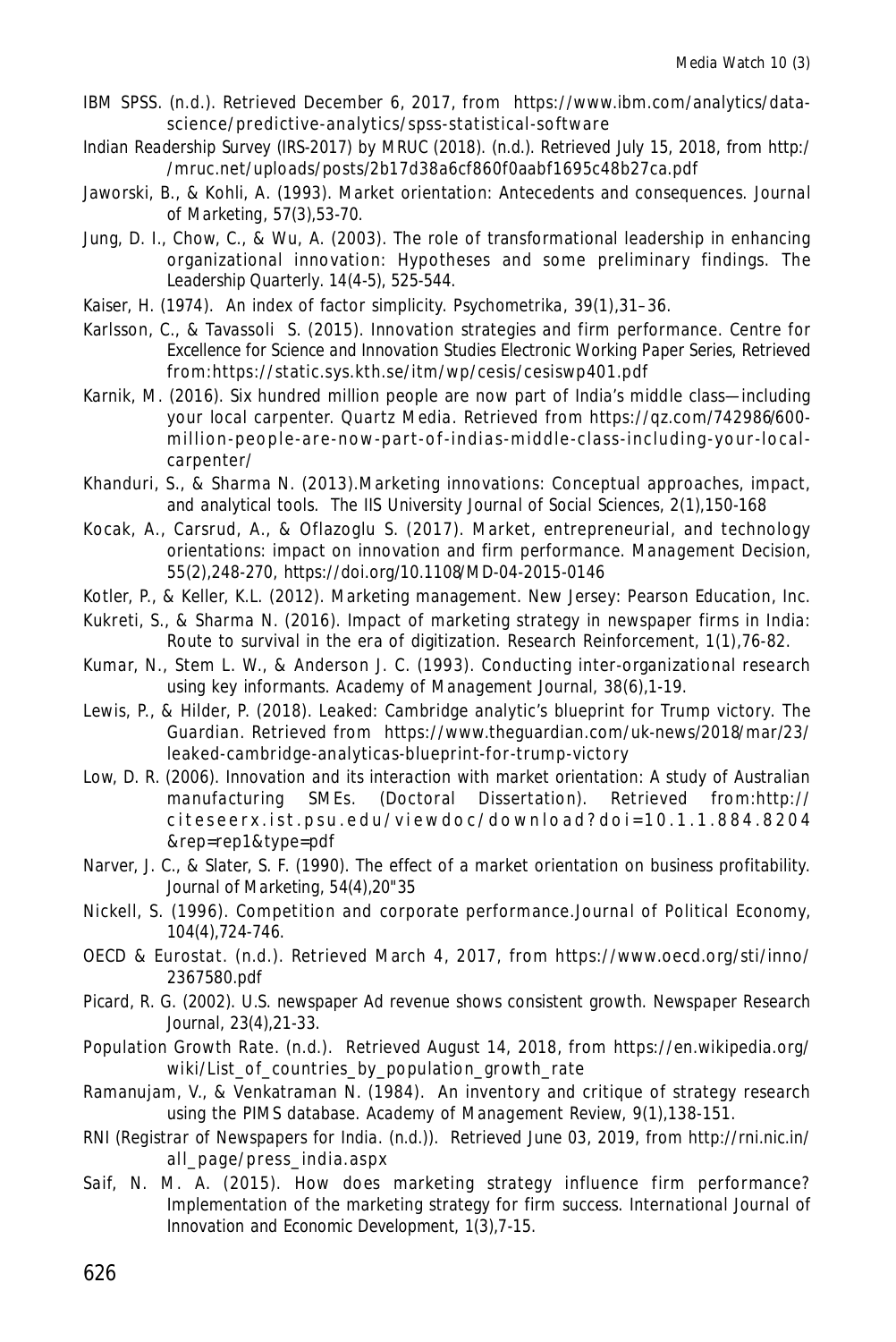IBM SPSS. (n.d.). Retrieved December 6, 2017, from https://www.ibm.com/analytics/data-science/predictive-analytics/spss-statistical-software

Indian Readership Survey (IRS-2017) by MRUC (2018). (n.d.). Retrieved July 15, 2018, from http://mruc.net/uploads/posts/2b17d38a6cf860f0aabf1695c48b27ca.pdf

Jaworski, B., & Kohli, A. (1993). Market orientation: Antecedents and consequences. Journal of Marketing, 57(3),53-70.

Jung, D. I., Chow, C., & Wu, A. (2003). The role of transformational leadership in enhancing organizational innovation: Hypotheses and some preliminary findings. The Leadership Quarterly. 14(4-5), 525-544.

Kaiser, H. (1974). An index of factor simplicity. Psychometrika, 39(1),31–36.

Karlsson, C., & Tavassoli S. (2015). Innovation strategies and firm performance. Centre for Excellence for Science and Innovation Studies Electronic Working Paper Series, Retrieved from:https://static.sys.kth.se/itm/wp/cesis/cesiswp401.pdf

Karnik, M. (2016). Six hundred million people are now part of India's middle class—including your local carpenter. Quartz Media. Retrieved from https://qz.com/742986/600-million-people-are-now-part-of-indias-middle-class-including-your-local-carpenter/

Khanduri, S., & Sharma N. (2013).Marketing innovations: Conceptual approaches, impact, and analytical tools. The IIS University Journal of Social Sciences, 2(1),150-168

Kocak, A., Carsrud, A., & Oflazoglu S. (2017). Market, entrepreneurial, and technology orientations: impact on innovation and firm performance. Management Decision, 55(2),248-270, https://doi.org/10.1108/MD-04-2015-0146

Kotler, P., & Keller, K.L. (2012). Marketing management. New Jersey: Pearson Education, Inc.

Kukreti, S., & Sharma N. (2016). Impact of marketing strategy in newspaper firms in India: Route to survival in the era of digitization. Research Reinforcement, 1(1),76-82.

Kumar, N., Stem L. W., & Anderson J. C. (1993). Conducting inter-organizational research using key informants. Academy of Management Journal, 38(6),1-19.

Lewis, P., & Hilder, P. (2018). Leaked: Cambridge analytic's blueprint for Trump victory. The Guardian. Retrieved from https://www.theguardian.com/uk-news/2018/mar/23/leaked-cambridge-analyticas-blueprint-for-trump-victory

Low, D. R. (2006). Innovation and its interaction with market orientation: A study of Australian manufacturing SMEs. (Doctoral Dissertation). Retrieved from:http://citeseerx.ist.psu.edu/viewdoc/download?doi=10.1.1.884.8204&rep=rep1&type=pdf

Narver, J. C., & Slater, S. F. (1990). The effect of a market orientation on business profitability. Journal of Marketing, 54(4),20"35

Nickell, S. (1996). Competition and corporate performance.Journal of Political Economy, 104(4),724-746.

OECD & Eurostat. (n.d.). Retrieved March 4, 2017, from https://www.oecd.org/sti/inno/2367580.pdf

Picard, R. G. (2002). U.S. newspaper Ad revenue shows consistent growth. Newspaper Research Journal, 23(4),21-33.

Population Growth Rate. (n.d.). Retrieved August 14, 2018, from https://en.wikipedia.org/wiki/List_of_countries_by_population_growth_rate

Ramanujam, V., & Venkatraman N. (1984). An inventory and critique of strategy research using the PIMS database. Academy of Management Review, 9(1),138-151.

RNI (Registrar of Newspapers for India. (n.d.)). Retrieved June 03, 2019, from http://rni.nic.in/all_page/press_india.aspx

Saif, N. M. A. (2015). How does marketing strategy influence firm performance? Implementation of the marketing strategy for firm success. International Journal of Innovation and Economic Development, 1(3),7-15.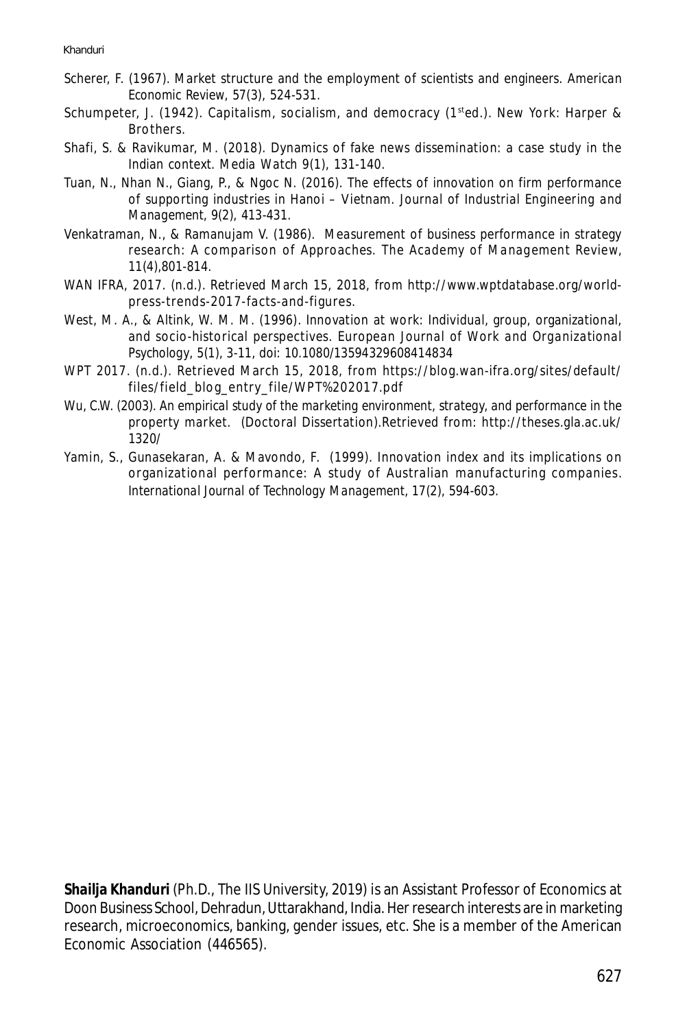Scherer, F. (1967). Market structure and the employment of scientists and engineers. *American Economic Review, 57*(3), 524-531.

Schumpeter, J. (1942). *Capitalism, socialism, and democracy* (1st ed.). New York: Harper & Brothers.

Shafi, S. & Ravikumar, M. (2018). Dynamics of fake news dissemination: a case study in the Indian context. *Media Watch 9*(1), 131-140.

Tuan, N., Nhan N., Giang, P., & Ngoc N. (2016). The effects of innovation on firm performance of supporting industries in Hanoi – Vietnam. *Journal of Industrial Engineering and Management, 9*(2), 413-431.

Venkatraman, N., & Ramanujam V. (1986). Measurement of business performance in strategy research: A comparison of Approaches. *The Academy of Management Review, 11*(4),801-814.

WAN IFRA, 2017. (n.d.). Retrieved March 15, 2018, from http://www.wptdatabase.org/world-press-trends-2017-facts-and-figures.

West, M. A., & Altink, W. M. M. (1996). Innovation at work: Individual, group, organizational, and socio-historical perspectives. *European Journal of Work and Organizational Psychology, 5*(1), 3-11, doi: 10.1080/13594329608414834

WPT 2017. (n.d.). Retrieved March 15, 2018, from https://blog.wan-ifra.org/sites/default/files/field_blog_entry_file/WPT%202017.pdf

Wu, C.W. (2003). An empirical study of the marketing environment, strategy, and performance in the property market. (Doctoral Dissertation).Retrieved from: http://theses.gla.ac.uk/1320/

Yamin, S., Gunasekaran, A. & Mavondo, F. (1999). Innovation index and its implications on organizational performance: A study of Australian manufacturing companies. *International Journal of Technology Management, 17*(2), 594-603.

**Shailja Khanduri** (Ph.D., The IIS University, 2019) is an Assistant Professor of Economics at Doon Business School, Dehradun, Uttarakhand, India. Her research interests are in marketing research, microeconomics, banking, gender issues, etc. She is a member of the American Economic Association (446565).